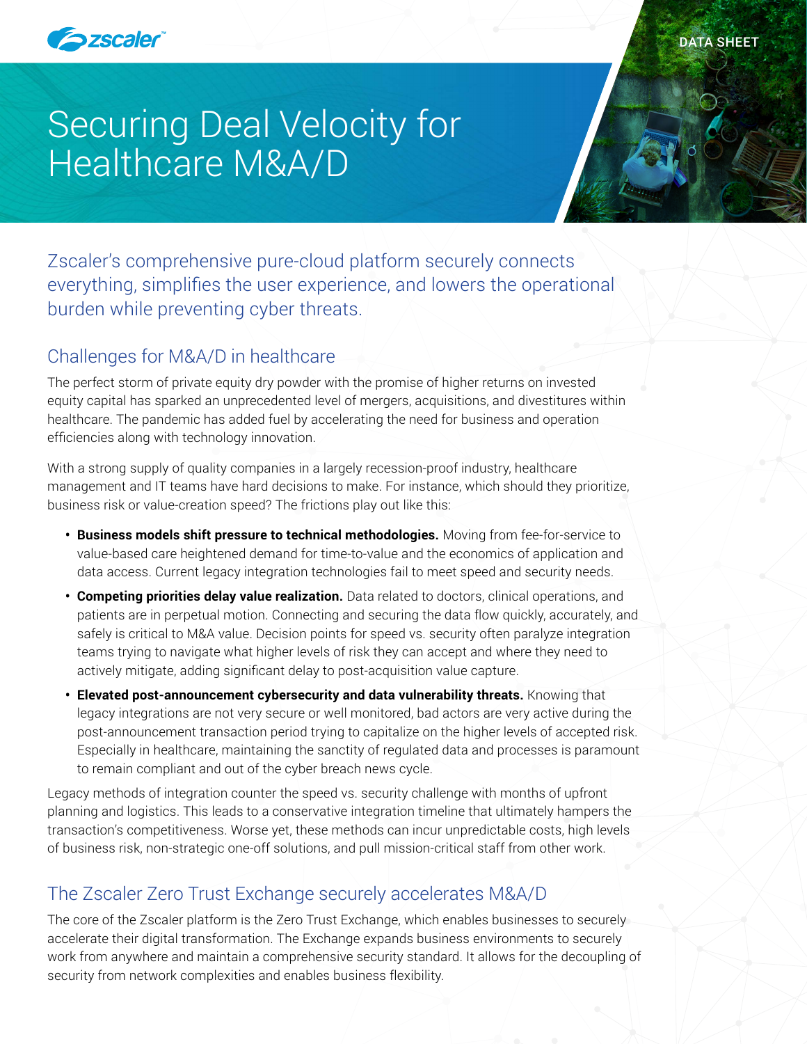DATA SHEET

# Securing Deal Velocity for Healthcare M&A/D

Zscaler's comprehensive pure-cloud platform securely connects everything, simplifies the user experience, and lowers the operational burden while preventing cyber threats.

## Challenges for M&A/D in healthcare

The perfect storm of private equity dry powder with the promise of higher returns on invested equity capital has sparked an unprecedented level of mergers, acquisitions, and divestitures within healthcare. The pandemic has added fuel by accelerating the need for business and operation efficiencies along with technology innovation.

With a strong supply of quality companies in a largely recession-proof industry, healthcare management and IT teams have hard decisions to make. For instance, which should they prioritize, business risk or value-creation speed? The frictions play out like this:

- **Business models shift pressure to technical methodologies.** Moving from fee-for-service to value-based care heightened demand for time-to-value and the economics of application and data access. Current legacy integration technologies fail to meet speed and security needs.
- **Competing priorities delay value realization.** Data related to doctors, clinical operations, and patients are in perpetual motion. Connecting and securing the data flow quickly, accurately, and safely is critical to M&A value. Decision points for speed vs. security often paralyze integration teams trying to navigate what higher levels of risk they can accept and where they need to actively mitigate, adding significant delay to post-acquisition value capture.
- **Elevated post-announcement cybersecurity and data vulnerability threats.** Knowing that legacy integrations are not very secure or well monitored, bad actors are very active during the post-announcement transaction period trying to capitalize on the higher levels of accepted risk. Especially in healthcare, maintaining the sanctity of regulated data and processes is paramount to remain compliant and out of the cyber breach news cycle.

Legacy methods of integration counter the speed vs. security challenge with months of upfront planning and logistics. This leads to a conservative integration timeline that ultimately hampers the transaction's competitiveness. Worse yet, these methods can incur unpredictable costs, high levels of business risk, non-strategic one-off solutions, and pull mission-critical staff from other work.

## The Zscaler Zero Trust Exchange securely accelerates M&A/D

The core of the Zscaler platform is the Zero Trust Exchange, which enables businesses to securely accelerate their digital transformation. The Exchange expands business environments to securely work from anywhere and maintain a comprehensive security standard. It allows for the decoupling of security from network complexities and enables business flexibility.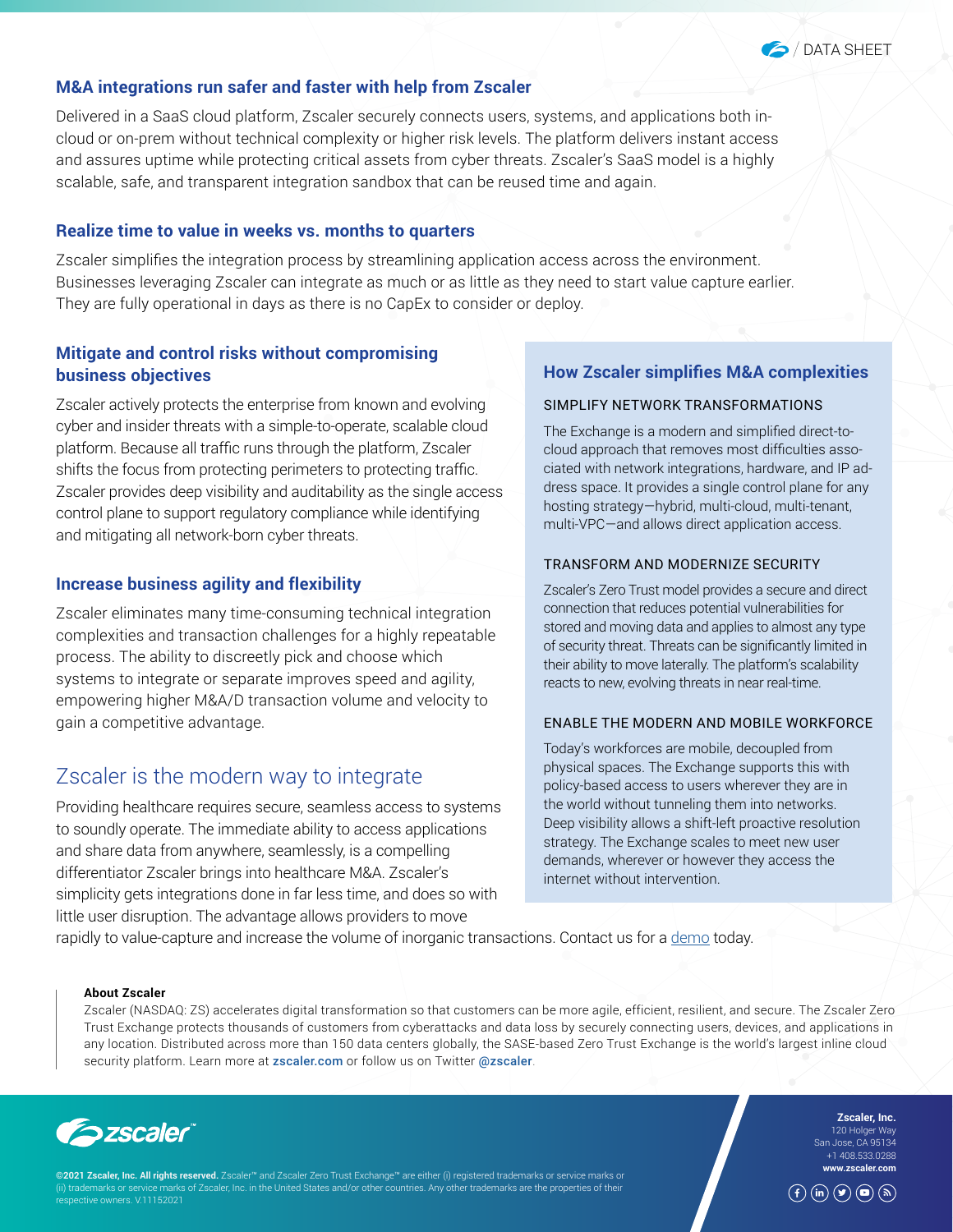## M&A integrations run safer and faster with help from Zscaler

Delivered in a SaaS cloud platform, Zscaler securely connects users, systems, and applications both in-cloud or on-prem without technical complexity or higher risk levels. The platform delivers instant access and assures uptime while protecting critical assets from cyber threats. Zscaler's SaaS model is a highly scalable, safe, and transparent integration sandbox that can be reused time and again.

## Realize time to value in weeks vs. months to quarters

Zscaler simplifies the integration process by streamlining application access across the environment. Businesses leveraging Zscaler can integrate as much or as little as they need to start value capture earlier. They are fully operational in days as there is no CapEx to consider or deploy.

## Mitigate and control risks without compromising business objectives

Zscaler actively protects the enterprise from known and evolving cyber and insider threats with a simple-to-operate, scalable cloud platform. Because all traffic runs through the platform, Zscaler shifts the focus from protecting perimeters to protecting traffic. Zscaler provides deep visibility and auditability as the single access control plane to support regulatory compliance while identifying and mitigating all network-born cyber threats.

## Increase business agility and flexibility

Zscaler eliminates many time-consuming technical integration complexities and transaction challenges for a highly repeatable process. The ability to discreetly pick and choose which systems to integrate or separate improves speed and agility, empowering higher M&A/D transaction volume and velocity to gain a competitive advantage.

# Zscaler is the modern way to integrate

Providing healthcare requires secure, seamless access to systems to soundly operate. The immediate ability to access applications and share data from anywhere, seamlessly, is a compelling differentiator Zscaler brings into healthcare M&A. Zscaler's simplicity gets integrations done in far less time, and does so with little user disruption. The advantage allows providers to move rapidly to value-capture and increase the volume of inorganic transactions. Contact us for a demo today.

## How Zscaler simplifies M&A complexities

### SIMPLIFY NETWORK TRANSFORMATIONS

The Exchange is a modern and simplified direct-to-cloud approach that removes most difficulties associated with network integrations, hardware, and IP address space. It provides a single control plane for any hosting strategy—hybrid, multi-cloud, multi-tenant, multi-VPC—and allows direct application access.

### TRANSFORM AND MODERNIZE SECURITY

Zscaler's Zero Trust model provides a secure and direct connection that reduces potential vulnerabilities for stored and moving data and applies to almost any type of security threat. Threats can be significantly limited in their ability to move laterally. The platform's scalability reacts to new, evolving threats in near real-time.

### ENABLE THE MODERN AND MOBILE WORKFORCE

Today's workforces are mobile, decoupled from physical spaces. The Exchange supports this with policy-based access to users wherever they are in the world without tunneling them into networks. Deep visibility allows a shift-left proactive resolution strategy. The Exchange scales to meet new user demands, wherever or however they access the internet without intervention.

**About Zscaler**

Zscaler (NASDAQ: ZS) accelerates digital transformation so that customers can be more agile, efficient, resilient, and secure. The Zscaler Zero Trust Exchange protects thousands of customers from cyberattacks and data loss by securely connecting users, devices, and applications in any location. Distributed across more than 150 data centers globally, the SASE-based Zero Trust Exchange is the world's largest inline cloud security platform. Learn more at **zscaler.com** or follow us on Twitter **@zscaler**.

**©2021 Zscaler, Inc. All rights reserved.** Zscaler™ and Zscaler Zero Trust Exchange™ are either (i) registered trademarks or service marks or (ii) trademarks or service marks of Zscaler, Inc. in the United States and/or other countries. Any other trademarks are the properties of their respective owners. V.11152021

**Zscaler, Inc.**
120 Holger Way
San Jose, CA 95134
+1 408.533.0288
**www.zscaler.com**